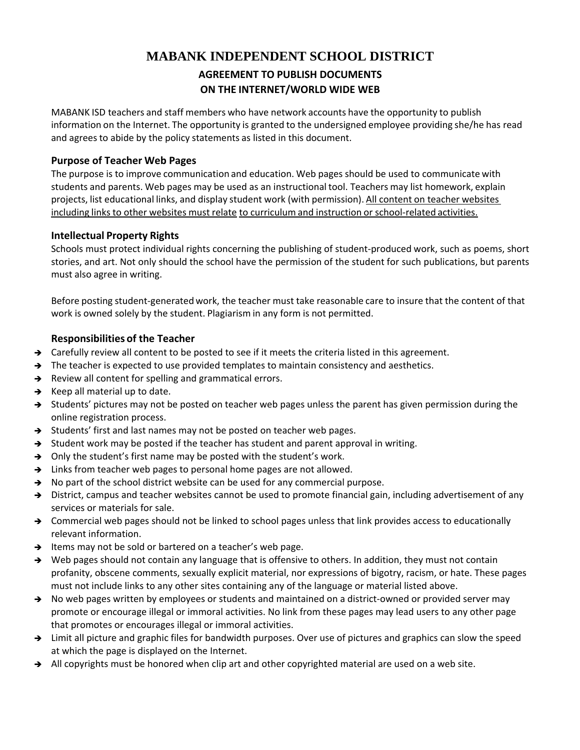# MABANK INDEPENDENT SCHOOL DISTRICT

## AGREEMENT TO PUBLISH DOCUMENTS ON THE INTERNET/WORLD WIDE WEB

MABANK ISD teachers and staff members who have network accounts have the opportunity to publish information on the Internet. The opportunity is granted to the undersigned employee providing she/he has read and agrees to abide by the policy statements as listed in this document.

### Purpose of Teacher Web Pages

The purpose is to improve communication and education. Web pages should be used to communicate with students and parents. Web pages may be used as an instructional tool. Teachers may list homework, explain projects, list educational links, and display student work (with permission). <u>All content on teacher websites including links to other websites must relate to curriculum and instruction or school-related activities.</u>

### Intellectual Property Rights

Schools must protect individual rights concerning the publishing of student-produced work, such as poems, short stories, and art. Not only should the school have the permission of the student for such publications, but parents must also agree in writing.

Before posting student-generated work, the teacher must take reasonable care to insure that the content of that work is owned solely by the student. Plagiarism in any form is not permitted.

### Responsibilities of the Teacher

- ➔ Carefully review all content to be posted to see if it meets the criteria listed in this agreement.
- ➔ The teacher is expected to use provided templates to maintain consistency and aesthetics.
- ➔ Review all content for spelling and grammatical errors.
- ➔ Keep all material up to date.
- ➔ Students' pictures may not be posted on teacher web pages unless the parent has given permission during the online registration process.
- ➔ Students' first and last names may not be posted on teacher web pages.
- ➔ Student work may be posted if the teacher has student and parent approval in writing.
- ➔ Only the student's first name may be posted with the student's work.
- ➔ Links from teacher web pages to personal home pages are not allowed.
- ➔ No part of the school district website can be used for any commercial purpose.
- ➔ District, campus and teacher websites cannot be used to promote financial gain, including advertisement of any services or materials for sale.
- ➔ Commercial web pages should not be linked to school pages unless that link provides access to educationally relevant information.
- ➔ Items may not be sold or bartered on a teacher's web page.
- ➔ Web pages should not contain any language that is offensive to others. In addition, they must not contain profanity, obscene comments, sexually explicit material, nor expressions of bigotry, racism, or hate. These pages must not include links to any other sites containing any of the language or material listed above.
- ➔ No web pages written by employees or students and maintained on a district-owned or provided server may promote or encourage illegal or immoral activities. No link from these pages may lead users to any other page that promotes or encourages illegal or immoral activities.
- ➔ Limit all picture and graphic files for bandwidth purposes. Over use of pictures and graphics can slow the speed at which the page is displayed on the Internet.
- ➔ All copyrights must be honored when clip art and other copyrighted material are used on a web site.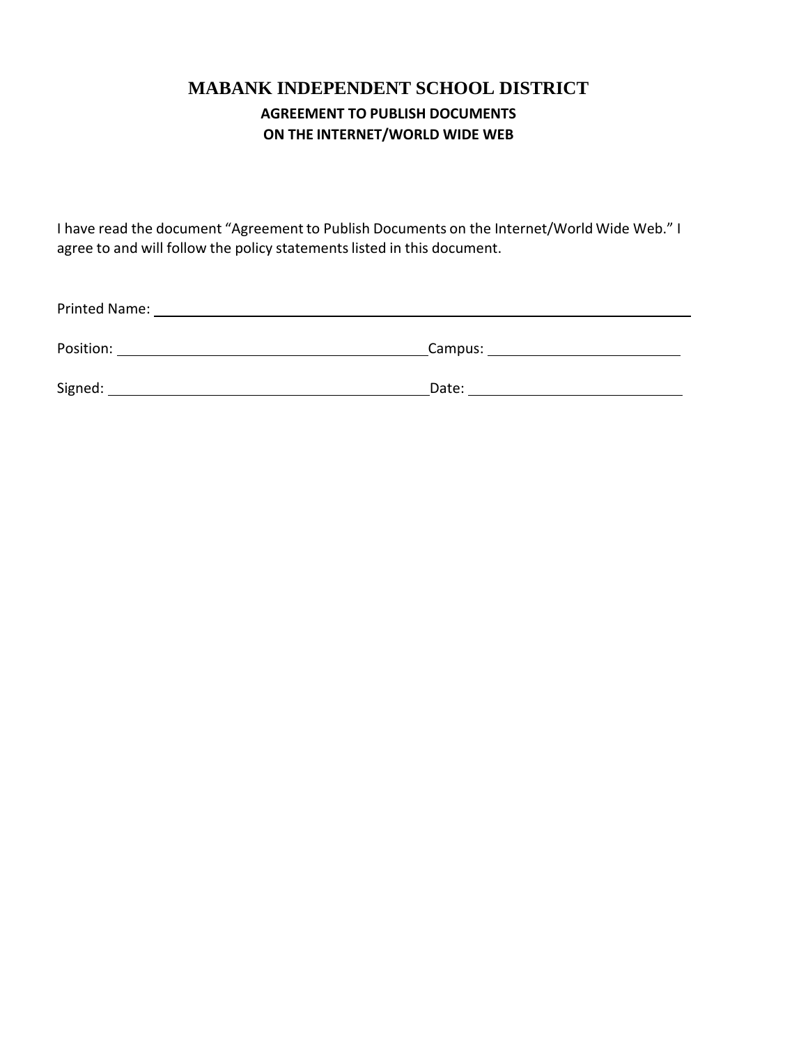# MABANK INDEPENDENT SCHOOL DISTRICT

## AGREEMENT TO PUBLISH DOCUMENTS ON THE INTERNET/WORLD WIDE WEB

I have read the document "Agreement to Publish Documents on the Internet/World Wide Web." I agree to and will follow the policy statements listed in this document.

Printed Name: ______________________________________________________________

Position: ________________________________ Campus: ____________________

Signed: _________________________________ Date: ______________________